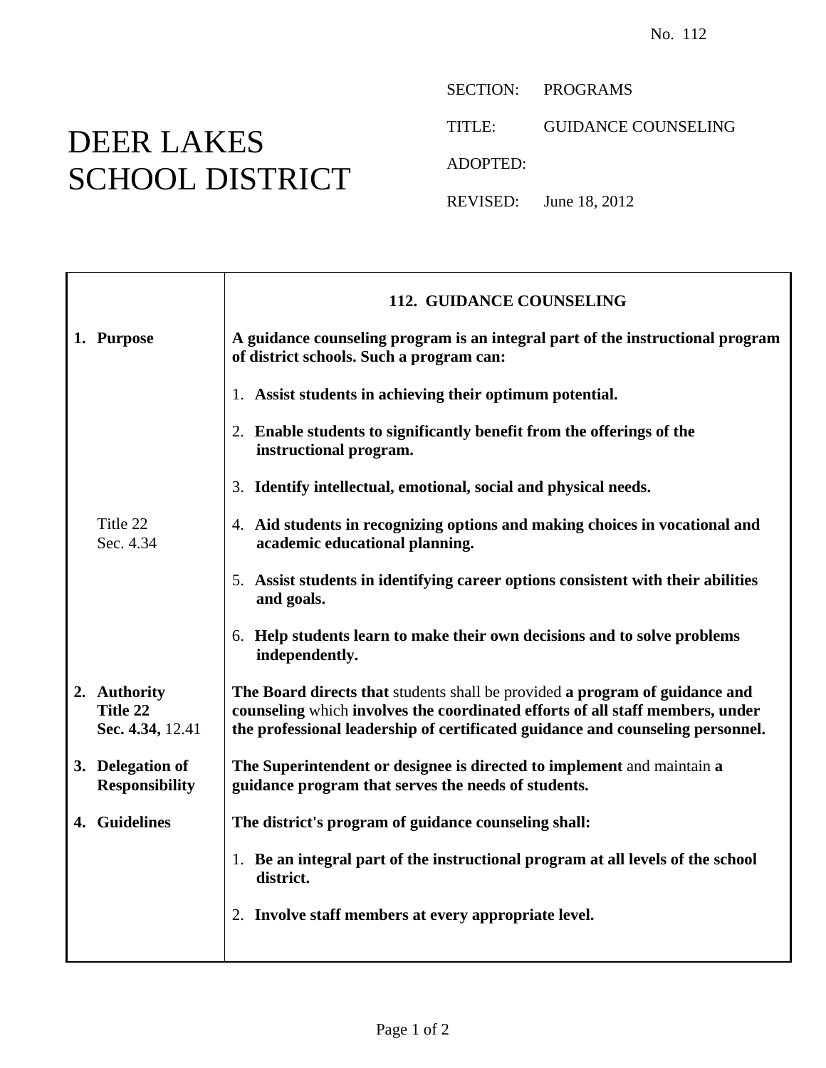No. 112

# DEER LAKES SCHOOL DISTRICT

SECTION: PROGRAMS

TITLE: GUIDANCE COUNSELING

ADOPTED:

REVISED: June 18, 2012

## 112. GUIDANCE COUNSELING

**1. Purpose**

**A guidance counseling program is an integral part of the instructional program of district schools. Such a program can:**

1. **Assist students in achieving their optimum potential.**

2. **Enable students to significantly benefit from the offerings of the instructional program.**

3. **Identify intellectual, emotional, social and physical needs.**

Title 22 Sec. 4.34

4. **Aid students in recognizing options and making choices in vocational and academic educational planning.**

5. **Assist students in identifying career options consistent with their abilities and goals.**

6. **Help students learn to make their own decisions and to solve problems independently.**

**2. Authority**
**Title 22**
**Sec. 4.34,** 12.41

**The Board directs that** students shall be provided **a program of guidance and counseling** which **involves the coordinated efforts of all staff members, under the professional leadership of certificated guidance and counseling personnel.**

**3. Delegation of Responsibility**

**The Superintendent or designee is directed to implement** and maintain **a guidance program that serves the needs of students.**

**4. Guidelines**

**The district's program of guidance counseling shall:**

1. **Be an integral part of the instructional program at all levels of the school district.**

2. **Involve staff members at every appropriate level.**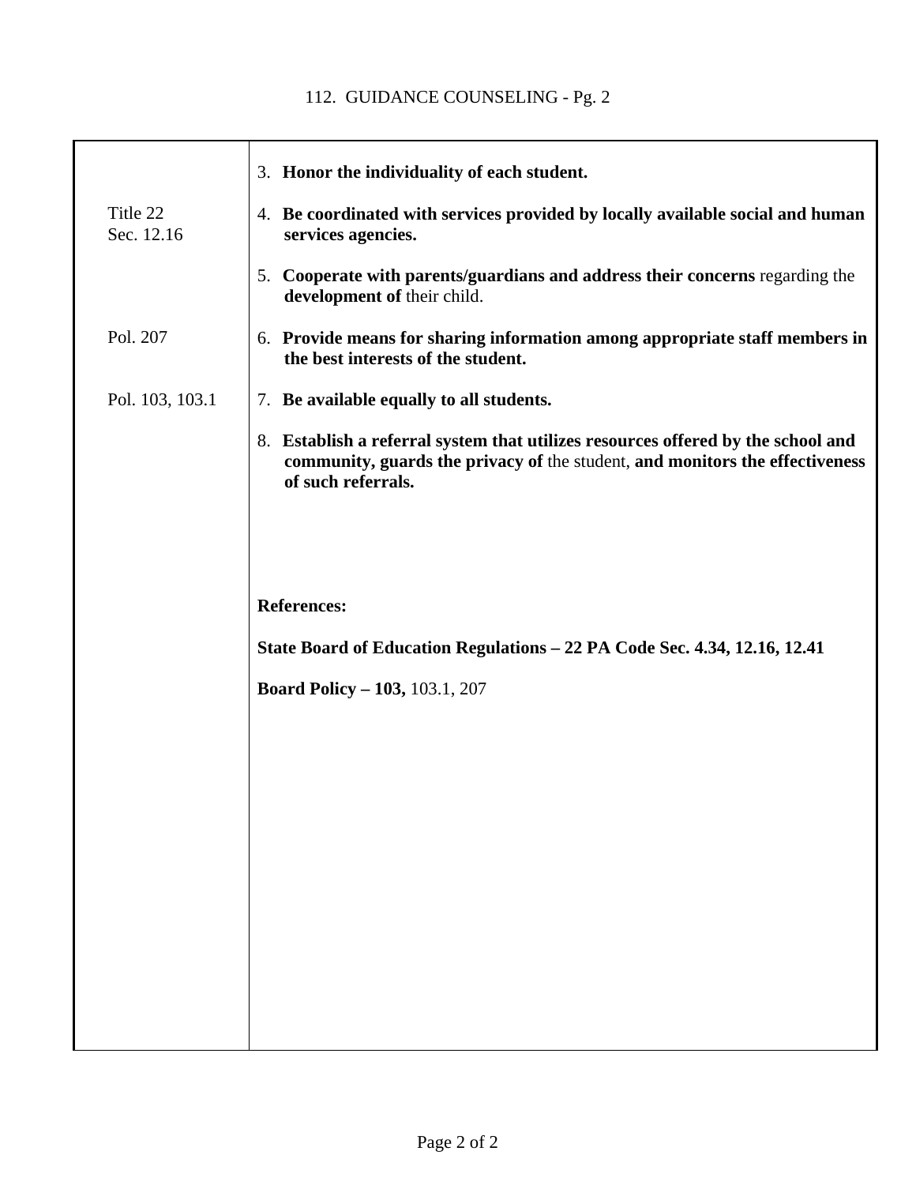| | |
|---|---|
| | 3. **Honor the individuality of each student.** |
| Title 22 Sec. 12.16 | 4. **Be coordinated with services provided by locally available social and human services agencies.** |
| | 5. **Cooperate with parents/guardians and address their concerns** regarding the **development of** their child. |
| Pol. 207 | 6. **Provide means for sharing information among appropriate staff members in the best interests of the student.** |
| Pol. 103, 103.1 | 7. **Be available equally to all students.** |
| | 8. **Establish a referral system that utilizes resources offered by the school and community, guards the privacy of** the student, **and monitors the effectiveness of such referrals.** |
| | **References:** |
| | **State Board of Education Regulations – 22 PA Code Sec. 4.34, 12.16, 12.41** |
| | **Board Policy – 103,** 103.1, 207 |